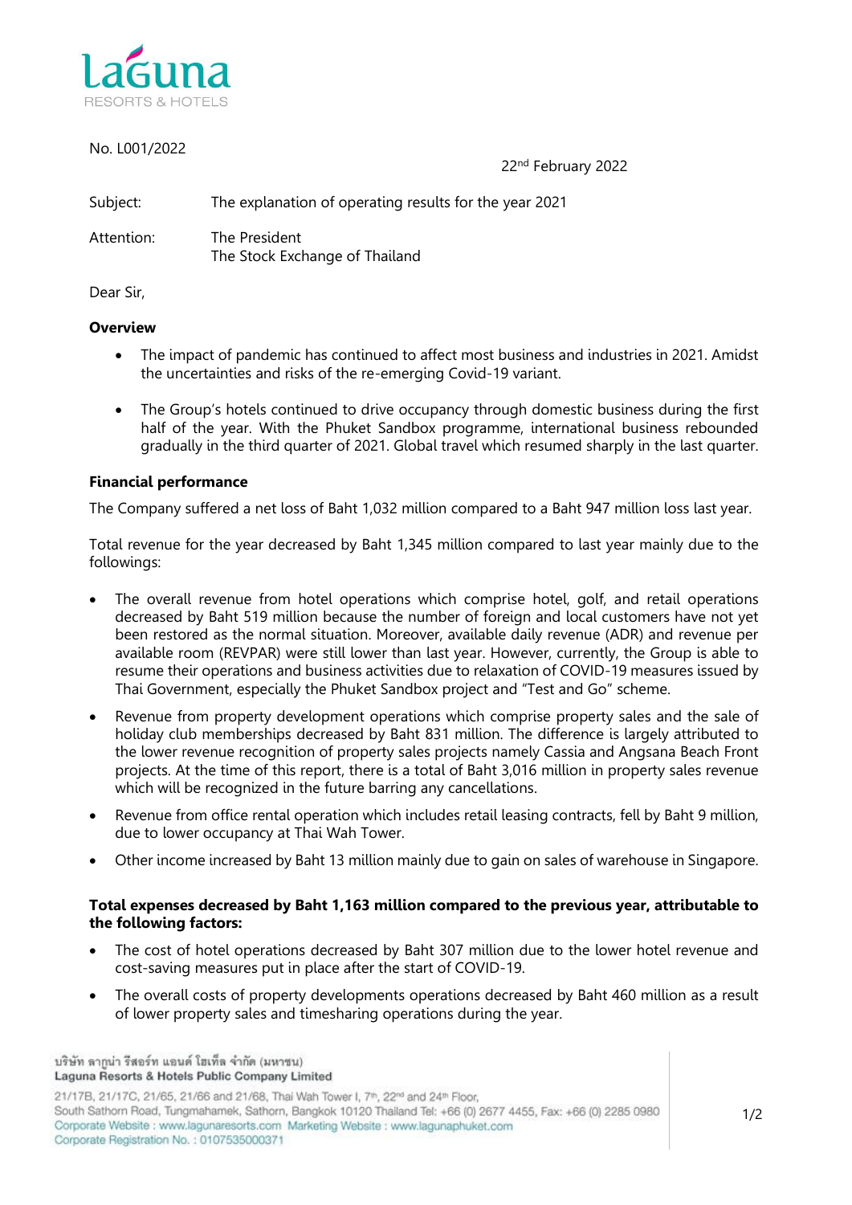No. L001/2022

22nd February 2022

Subject: The explanation of operating results for the year 2021

Attention: The President
The Stock Exchange of Thailand

Dear Sir,

**Overview**

- The impact of pandemic has continued to affect most business and industries in 2021. Amidst the uncertainties and risks of the re-emerging Covid-19 variant.
- The Group's hotels continued to drive occupancy through domestic business during the first half of the year. With the Phuket Sandbox programme, international business rebounded gradually in the third quarter of 2021. Global travel which resumed sharply in the last quarter.

**Financial performance**

The Company suffered a net loss of Baht 1,032 million compared to a Baht 947 million loss last year.

Total revenue for the year decreased by Baht 1,345 million compared to last year mainly due to the followings:

- The overall revenue from hotel operations which comprise hotel, golf, and retail operations decreased by Baht 519 million because the number of foreign and local customers have not yet been restored as the normal situation. Moreover, available daily revenue (ADR) and revenue per available room (REVPAR) were still lower than last year. However, currently, the Group is able to resume their operations and business activities due to relaxation of COVID-19 measures issued by Thai Government, especially the Phuket Sandbox project and "Test and Go" scheme.
- Revenue from property development operations which comprise property sales and the sale of holiday club memberships decreased by Baht 831 million. The difference is largely attributed to the lower revenue recognition of property sales projects namely Cassia and Angsana Beach Front projects. At the time of this report, there is a total of Baht 3,016 million in property sales revenue which will be recognized in the future barring any cancellations.
- Revenue from office rental operation which includes retail leasing contracts, fell by Baht 9 million, due to lower occupancy at Thai Wah Tower.
- Other income increased by Baht 13 million mainly due to gain on sales of warehouse in Singapore.

**Total expenses decreased by Baht 1,163 million compared to the previous year, attributable to the following factors:**

- The cost of hotel operations decreased by Baht 307 million due to the lower hotel revenue and cost-saving measures put in place after the start of COVID-19.
- The overall costs of property developments operations decreased by Baht 460 million as a result of lower property sales and timesharing operations during the year.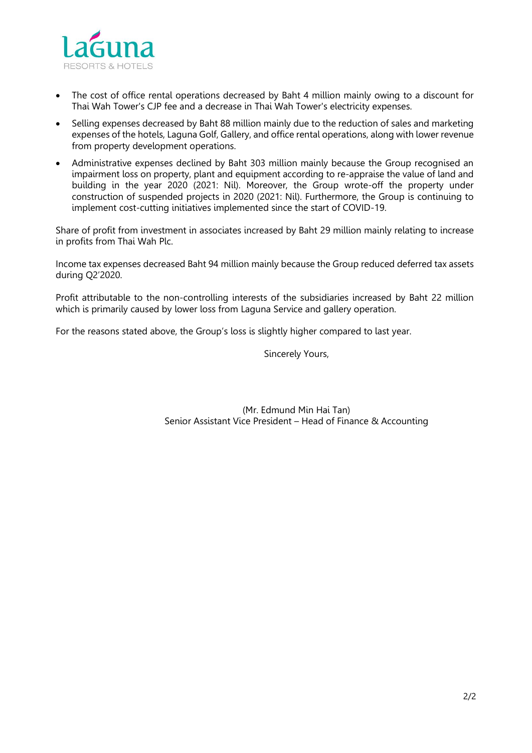- The cost of office rental operations decreased by Baht 4 million mainly owing to a discount for Thai Wah Tower's CJP fee and a decrease in Thai Wah Tower's electricity expenses.
- Selling expenses decreased by Baht 88 million mainly due to the reduction of sales and marketing expenses of the hotels, Laguna Golf, Gallery, and office rental operations, along with lower revenue from property development operations.
- Administrative expenses declined by Baht 303 million mainly because the Group recognised an impairment loss on property, plant and equipment according to re-appraise the value of land and building in the year 2020 (2021: Nil). Moreover, the Group wrote-off the property under construction of suspended projects in 2020 (2021: Nil). Furthermore, the Group is continuing to implement cost-cutting initiatives implemented since the start of COVID-19.

Share of profit from investment in associates increased by Baht 29 million mainly relating to increase in profits from Thai Wah Plc.

Income tax expenses decreased Baht 94 million mainly because the Group reduced deferred tax assets during Q2'2020.

Profit attributable to the non-controlling interests of the subsidiaries increased by Baht 22 million which is primarily caused by lower loss from Laguna Service and gallery operation.

For the reasons stated above, the Group's loss is slightly higher compared to last year.

Sincerely Yours,

(Mr. Edmund Min Hai Tan)
Senior Assistant Vice President – Head of Finance & Accounting